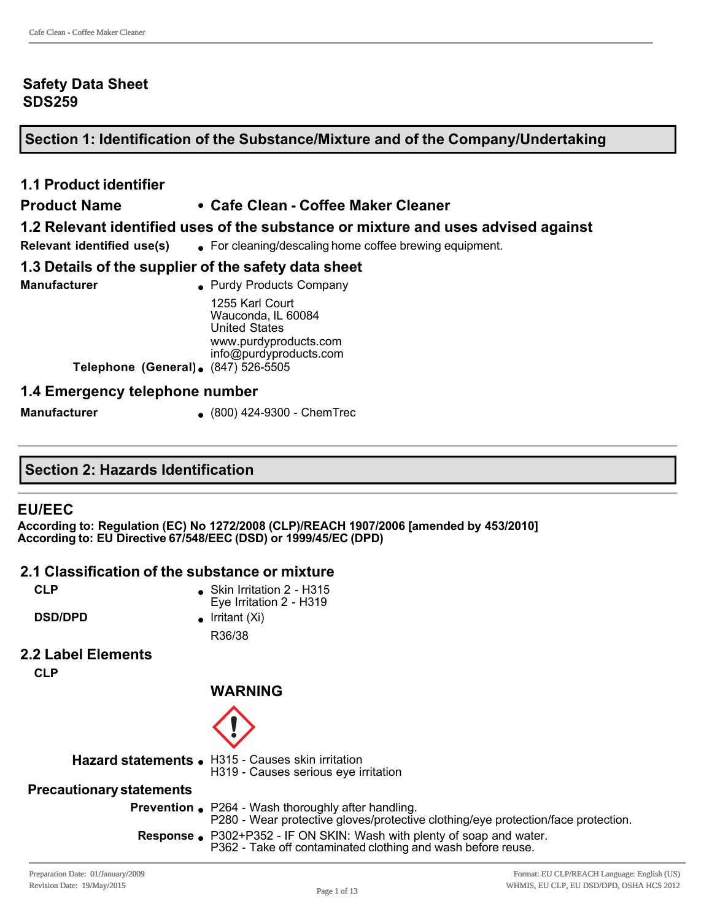# Safety Data Sheet
# SDS259

## Section 1: Identification of the Substance/Mixture and of the Company/Undertaking

### 1.1 Product identifier

**Product Name** • **Cafe Clean - Coffee Maker Cleaner**

### 1.2 Relevant identified uses of the substance or mixture and uses advised against

**Relevant identified use(s)** • For cleaning/descaling home coffee brewing equipment.

### 1.3 Details of the supplier of the safety data sheet

**Manufacturer** • Purdy Products Company
1255 Karl Court
Wauconda, IL 60084
United States
www.purdyproducts.com
info@purdyproducts.com

**Telephone (General)** • (847) 526-5505

### 1.4 Emergency telephone number

**Manufacturer** • (800) 424-9300 - ChemTrec

## Section 2: Hazards Identification

### EU/EEC

**According to: Regulation (EC) No 1272/2008 (CLP)/REACH 1907/2006 [amended by 453/2010]**
**According to: EU Directive 67/548/EEC (DSD) or 1999/45/EC (DPD)**

### 2.1 Classification of the substance or mixture

**CLP** • Skin Irritation 2 - H315
Eye Irritation 2 - H319

**DSD/DPD** • Irritant (Xi)
R36/38

### 2.2 Label Elements

**CLP**

**WARNING**

**Hazard statements** • H315 - Causes skin irritation
H319 - Causes serious eye irritation

**Precautionary statements**

**Prevention** • P264 - Wash thoroughly after handling.
P280 - Wear protective gloves/protective clothing/eye protection/face protection.

**Response** • P302+P352 - IF ON SKIN: Wash with plenty of soap and water.
P362 - Take off contaminated clothing and wash before reuse.

Preparation Date: 01/January/2009
Revision Date: 19/May/2015

Format: EU CLP/REACH Language: English (US)
WHMIS, EU CLP, EU DSD/DPD, OSHA HCS 2012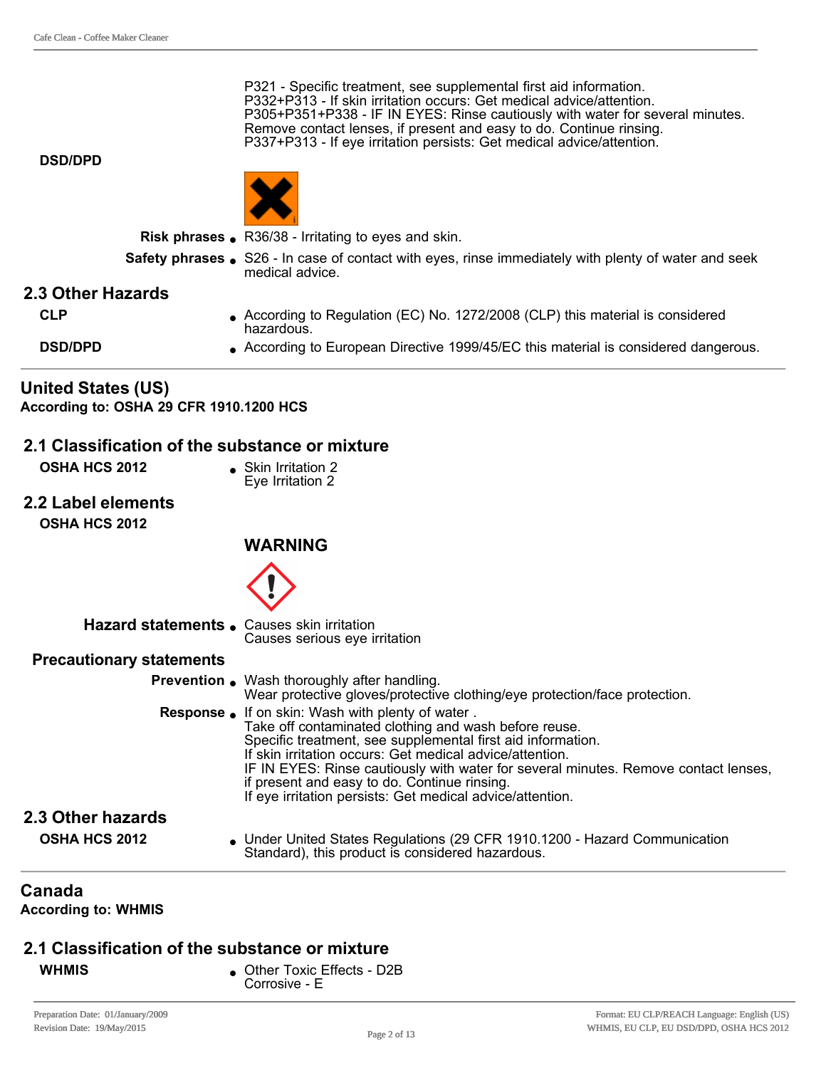P321 - Specific treatment, see supplemental first aid information.
P332+P313 - If skin irritation occurs: Get medical advice/attention.
P305+P351+P338 - IF IN EYES: Rinse cautiously with water for several minutes. Remove contact lenses, if present and easy to do. Continue rinsing.
P337+P313 - If eye irritation persists: Get medical advice/attention.

**DSD/DPD**

**Risk phrases**
- R36/38 - Irritating to eyes and skin.

**Safety phrases**
- S26 - In case of contact with eyes, rinse immediately with plenty of water and seek medical advice.

### 2.3 Other Hazards

**CLP**
- According to Regulation (EC) No. 1272/2008 (CLP) this material is considered hazardous.

**DSD/DPD**
- According to European Directive 1999/45/EC this material is considered dangerous.

## United States (US)

**According to: OSHA 29 CFR 1910.1200 HCS**

### 2.1 Classification of the substance or mixture

**OSHA HCS 2012**
- Skin Irritation 2
  Eye Irritation 2

### 2.2 Label elements

**OSHA HCS 2012**

**WARNING**

**Hazard statements**
- Causes skin irritation
  Causes serious eye irritation

**Precautionary statements**

**Prevention**
- Wash thoroughly after handling.
  Wear protective gloves/protective clothing/eye protection/face protection.

**Response**
- If on skin: Wash with plenty of water .
  Take off contaminated clothing and wash before reuse.
  Specific treatment, see supplemental first aid information.
  If skin irritation occurs: Get medical advice/attention.
  IF IN EYES: Rinse cautiously with water for several minutes. Remove contact lenses, if present and easy to do. Continue rinsing.
  If eye irritation persists: Get medical advice/attention.

### 2.3 Other hazards

**OSHA HCS 2012**
- Under United States Regulations (29 CFR 1910.1200 - Hazard Communication Standard), this product is considered hazardous.

## Canada

**According to: WHMIS**

### 2.1 Classification of the substance or mixture

**WHMIS**
- Other Toxic Effects - D2B
  Corrosive - E

Preparation Date: 01/January/2009
Revision Date: 19/May/2015

Format: EU CLP/REACH Language: English (US)
WHMIS, EU CLP, EU DSD/DPD, OSHA HCS 2012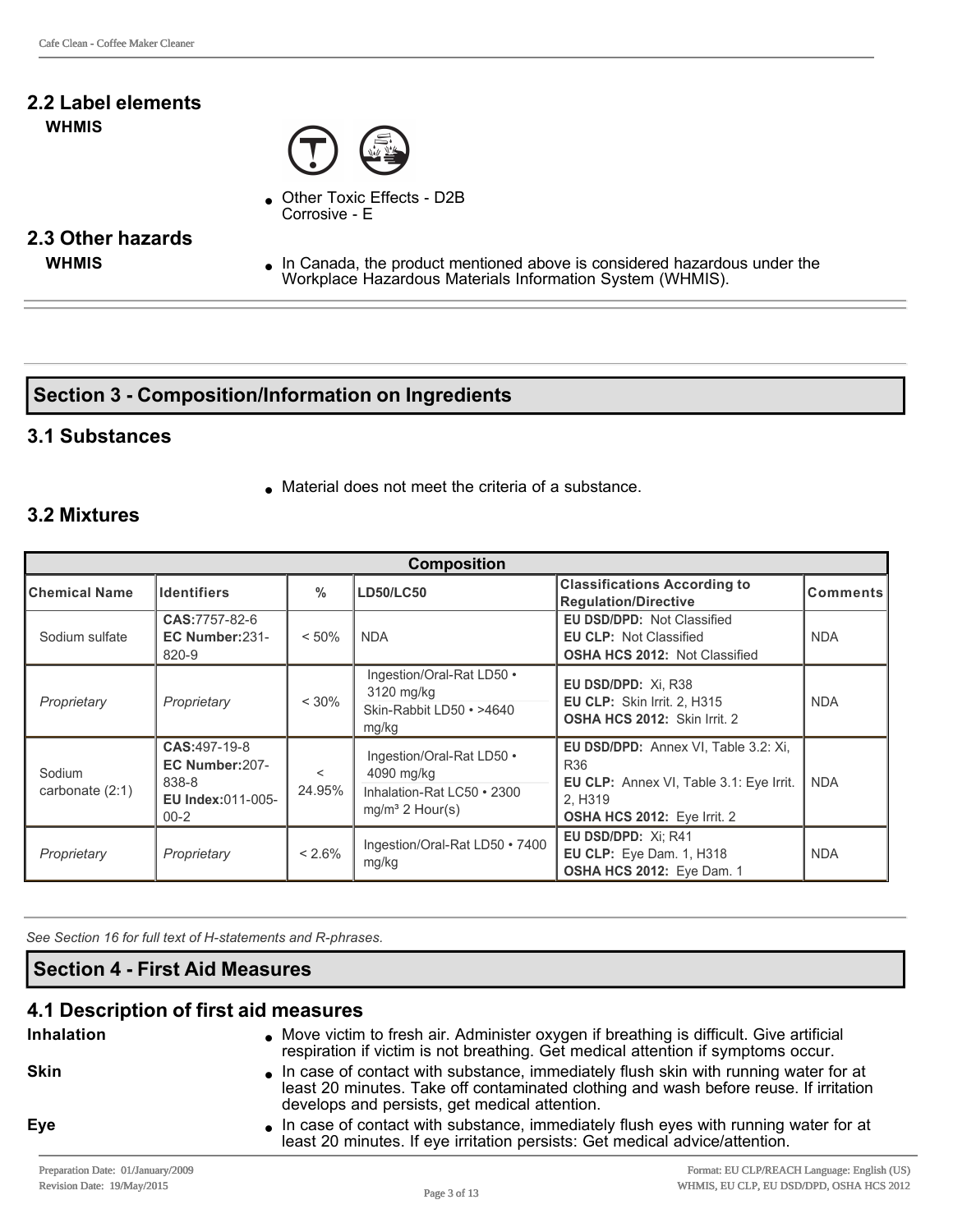## 2.2 Label elements

**WHMIS**

- Other Toxic Effects - D2B
  Corrosive - E

## 2.3 Other hazards

**WHMIS**

- In Canada, the product mentioned above is considered hazardous under the Workplace Hazardous Materials Information System (WHMIS).

## Section 3 - Composition/Information on Ingredients

## 3.1 Substances

- Material does not meet the criteria of a substance.

## 3.2 Mixtures

| Composition | | | | | |
|---|---|---|---|---|---|
| **Chemical Name** | **Identifiers** | **%** | **LD50/LC50** | **Classifications According to Regulation/Directive** | **Comments** |
| Sodium sulfate | **CAS:**7757-82-6 **EC Number:**231-820-9 | < 50% | NDA | **EU DSD/DPD:** Not Classified **EU CLP:** Not Classified **OSHA HCS 2012:** Not Classified | NDA |
| *Proprietary* | *Proprietary* | < 30% | Ingestion/Oral-Rat LD50 • 3120 mg/kg Skin-Rabbit LD50 • >4640 mg/kg | **EU DSD/DPD:** Xi, R38 **EU CLP:** Skin Irrit. 2, H315 **OSHA HCS 2012:** Skin Irrit. 2 | NDA |
| Sodium carbonate (2:1) | **CAS:**497-19-8 **EC Number:**207-838-8 **EU Index:**011-005-00-2 | < 24.95% | Ingestion/Oral-Rat LD50 • 4090 mg/kg Inhalation-Rat LC50 • 2300 mg/m³ 2 Hour(s) | **EU DSD/DPD:** Annex VI, Table 3.2: Xi, R36 **EU CLP:** Annex VI, Table 3.1: Eye Irrit. 2, H319 **OSHA HCS 2012:** Eye Irrit. 2 | NDA |
| *Proprietary* | *Proprietary* | < 2.6% | Ingestion/Oral-Rat LD50 • 7400 mg/kg | **EU DSD/DPD:** Xi; R41 **EU CLP:** Eye Dam. 1, H318 **OSHA HCS 2012:** Eye Dam. 1 | NDA |

*See Section 16 for full text of H-statements and R-phrases.*

## Section 4 - First Aid Measures

## 4.1 Description of first aid measures

**Inhalation**
- Move victim to fresh air. Administer oxygen if breathing is difficult. Give artificial respiration if victim is not breathing. Get medical attention if symptoms occur.

**Skin**
- In case of contact with substance, immediately flush skin with running water for at least 20 minutes. Take off contaminated clothing and wash before reuse. If irritation develops and persists, get medical attention.

**Eye**
- In case of contact with substance, immediately flush eyes with running water for at least 20 minutes. If eye irritation persists: Get medical advice/attention.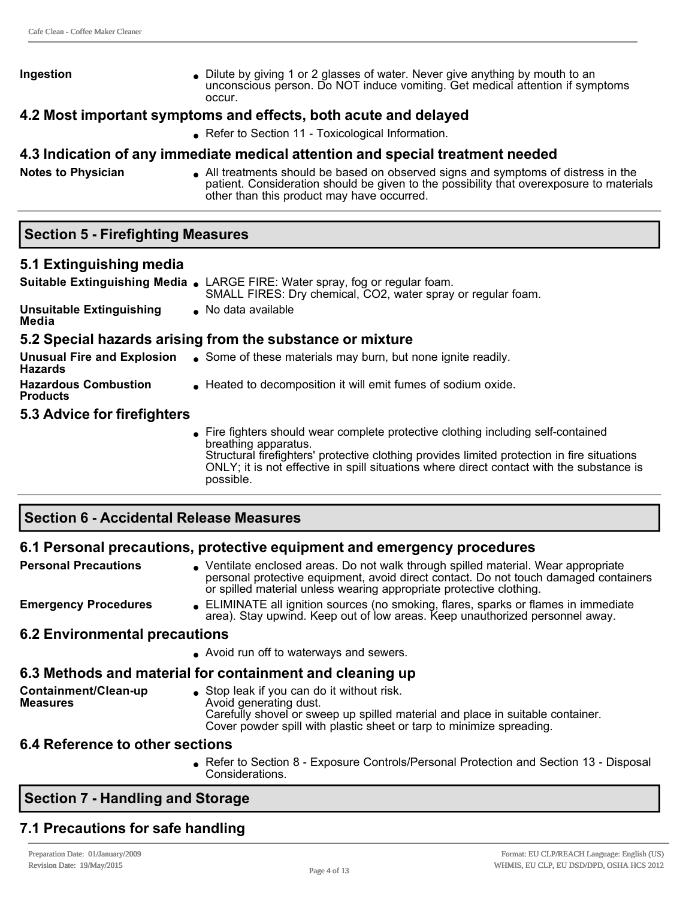**Ingestion**
- Dilute by giving 1 or 2 glasses of water. Never give anything by mouth to an unconscious person. Do NOT induce vomiting. Get medical attention if symptoms occur.

### 4.2 Most important symptoms and effects, both acute and delayed

- Refer to Section 11 - Toxicological Information.

### 4.3 Indication of any immediate medical attention and special treatment needed

**Notes to Physician**
- All treatments should be based on observed signs and symptoms of distress in the patient. Consideration should be given to the possibility that overexposure to materials other than this product may have occurred.

## Section 5 - Firefighting Measures

### 5.1 Extinguishing media

**Suitable Extinguishing Media**
- LARGE FIRE: Water spray, fog or regular foam.
  SMALL FIRES: Dry chemical, $CO_2$, water spray or regular foam.

**Unsuitable Extinguishing Media**
- No data available

### 5.2 Special hazards arising from the substance or mixture

**Unusual Fire and Explosion Hazards**
- Some of these materials may burn, but none ignite readily.

**Hazardous Combustion Products**
- Heated to decomposition it will emit fumes of sodium oxide.

### 5.3 Advice for firefighters

- Fire fighters should wear complete protective clothing including self-contained breathing apparatus.
  Structural firefighters' protective clothing provides limited protection in fire situations ONLY; it is not effective in spill situations where direct contact with the substance is possible.

## Section 6 - Accidental Release Measures

### 6.1 Personal precautions, protective equipment and emergency procedures

**Personal Precautions**
- Ventilate enclosed areas. Do not walk through spilled material. Wear appropriate personal protective equipment, avoid direct contact. Do not touch damaged containers or spilled material unless wearing appropriate protective clothing.

**Emergency Procedures**
- ELIMINATE all ignition sources (no smoking, flares, sparks or flames in immediate area). Stay upwind. Keep out of low areas. Keep unauthorized personnel away.

### 6.2 Environmental precautions

- Avoid run off to waterways and sewers.

### 6.3 Methods and material for containment and cleaning up

**Containment/Clean-up Measures**
- Stop leak if you can do it without risk.
  Avoid generating dust.
  Carefully shovel or sweep up spilled material and place in suitable container.
  Cover powder spill with plastic sheet or tarp to minimize spreading.

### 6.4 Reference to other sections

- Refer to Section 8 - Exposure Controls/Personal Protection and Section 13 - Disposal Considerations.

## Section 7 - Handling and Storage

### 7.1 Precautions for safe handling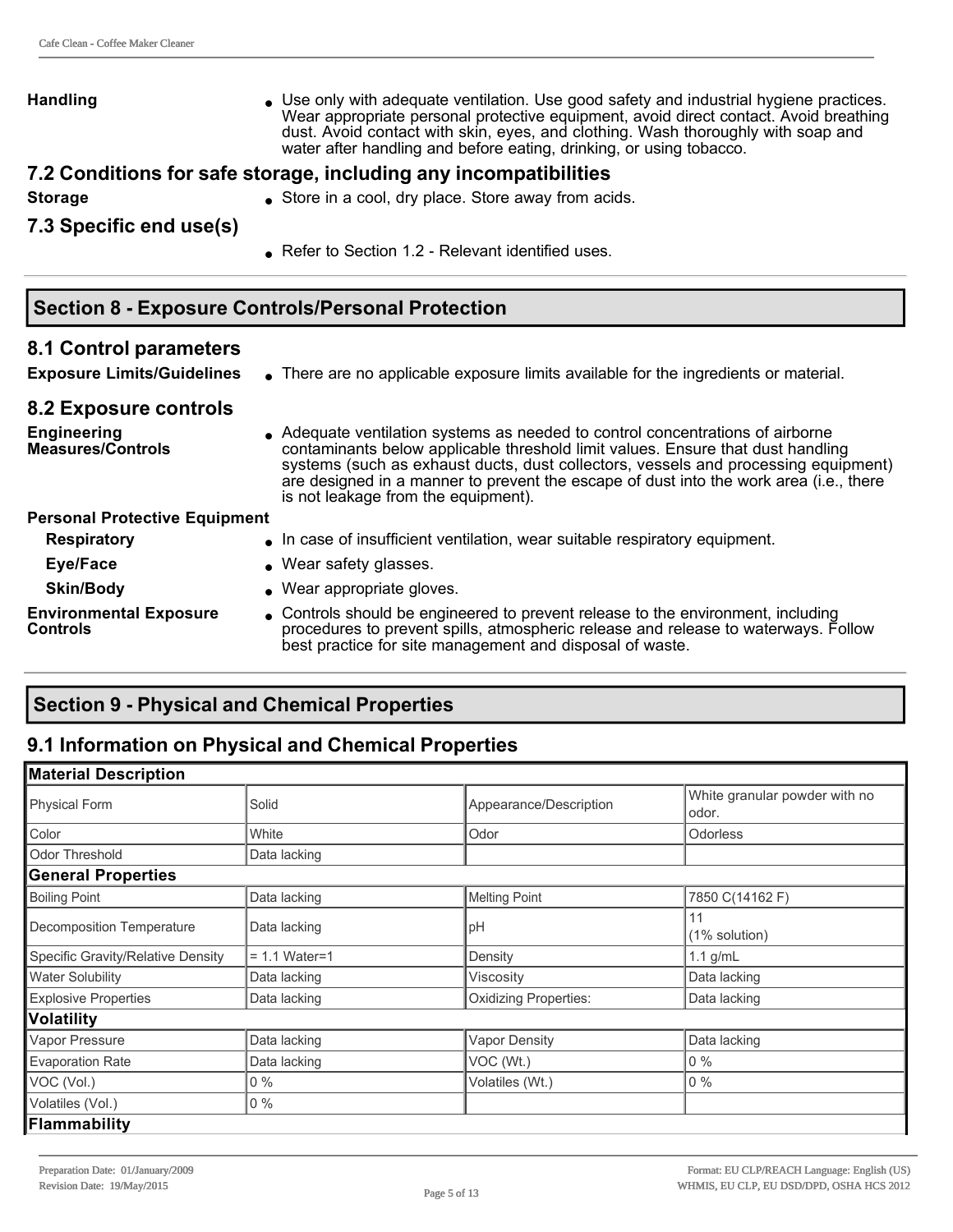**Handling**

- Use only with adequate ventilation. Use good safety and industrial hygiene practices. Wear appropriate personal protective equipment, avoid direct contact. Avoid breathing dust. Avoid contact with skin, eyes, and clothing. Wash thoroughly with soap and water after handling and before eating, drinking, or using tobacco.

## 7.2 Conditions for safe storage, including any incompatibilities

**Storage**

- Store in a cool, dry place. Store away from acids.

## 7.3 Specific end use(s)

- Refer to Section 1.2 - Relevant identified uses.

# Section 8 - Exposure Controls/Personal Protection

## 8.1 Control parameters

**Exposure Limits/Guidelines**

- There are no applicable exposure limits available for the ingredients or material.

## 8.2 Exposure controls

**Engineering Measures/Controls**

- Adequate ventilation systems as needed to control concentrations of airborne contaminants below applicable threshold limit values. Ensure that dust handling systems (such as exhaust ducts, dust collectors, vessels and processing equipment) are designed in a manner to prevent the escape of dust into the work area (i.e., there is not leakage from the equipment).

**Personal Protective Equipment**

**Respiratory**

- In case of insufficient ventilation, wear suitable respiratory equipment.

**Eye/Face**

- Wear safety glasses.

**Skin/Body**

- Wear appropriate gloves.

**Environmental Exposure Controls**

- Controls should be engineered to prevent release to the environment, including procedures to prevent spills, atmospheric release and release to waterways. Follow best practice for site management and disposal of waste.

# Section 9 - Physical and Chemical Properties

## 9.1 Information on Physical and Chemical Properties

| **Material Description** | | | |
|---|---|---|---|
| Physical Form | Solid | Appearance/Description | White granular powder with no odor. |
| Color | White | Odor | Odorless |
| Odor Threshold | Data lacking | | |
| **General Properties** | | | |
| Boiling Point | Data lacking | Melting Point | 7850 C(14162 F) |
| Decomposition Temperature | Data lacking | pH | 11 (1% solution) |
| Specific Gravity/Relative Density | = 1.1 Water=1 | Density | 1.1 g/mL |
| Water Solubility | Data lacking | Viscosity | Data lacking |
| Explosive Properties | Data lacking | Oxidizing Properties: | Data lacking |
| **Volatility** | | | |
| Vapor Pressure | Data lacking | Vapor Density | Data lacking |
| Evaporation Rate | Data lacking | VOC (Wt.) | 0 % |
| VOC (Vol.) | 0 % | Volatiles (Wt.) | 0 % |
| Volatiles (Vol.) | 0 % | | |
| **Flammability** | | | |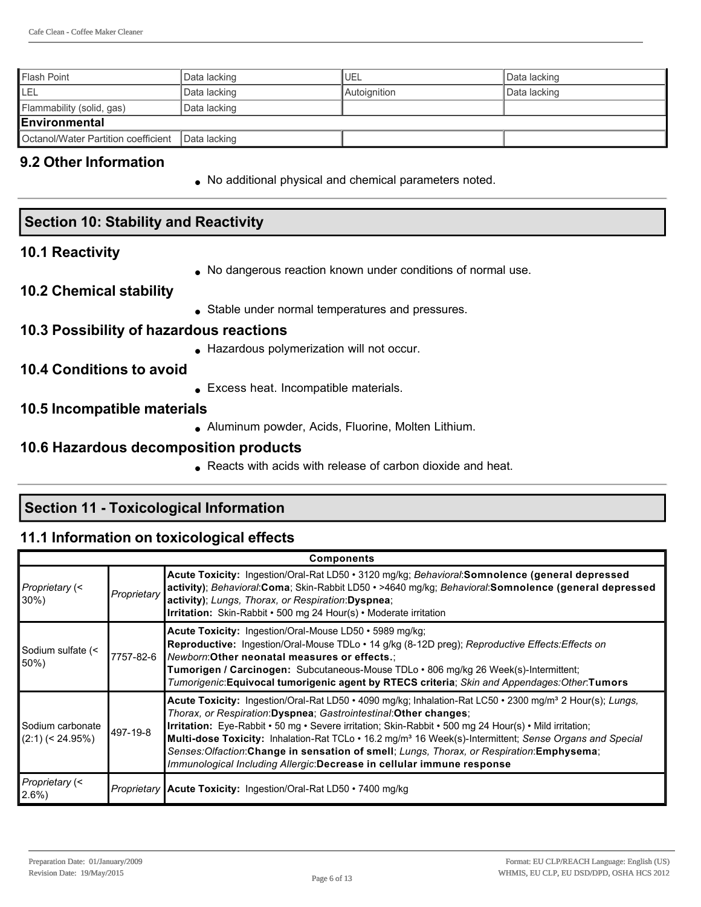| Flash Point | Data lacking | UEL | Data lacking |
| --- | --- | --- | --- |
| LEL | Data lacking | Autoignition | Data lacking |
| Flammability (solid, gas) | Data lacking | | |
| **Environmental** | | | |
| Octanol/Water Partition coefficient | Data lacking | | |

### 9.2 Other Information

- No additional physical and chemical parameters noted.

## Section 10: Stability and Reactivity

### 10.1 Reactivity

- No dangerous reaction known under conditions of normal use.

### 10.2 Chemical stability

- Stable under normal temperatures and pressures.

### 10.3 Possibility of hazardous reactions

- Hazardous polymerization will not occur.

### 10.4 Conditions to avoid

- Excess heat. Incompatible materials.

### 10.5 Incompatible materials

- Aluminum powder, Acids, Fluorine, Molten Lithium.

### 10.6 Hazardous decomposition products

- Reacts with acids with release of carbon dioxide and heat.

## Section 11 - Toxicological Information

### 11.1 Information on toxicological effects

| Components | | |
| --- | --- | --- |
| *Proprietary* (< 30%) | *Proprietary* | **Acute Toxicity:** Ingestion/Oral-Rat LD50 • 3120 mg/kg; *Behavioral*:**Somnolence (general depressed activity)**; *Behavioral*:**Coma**; Skin-Rabbit LD50 • >4640 mg/kg; *Behavioral*:**Somnolence (general depressed activity)**; *Lungs, Thorax, or Respiration*:**Dyspnea**; **Irritation:** Skin-Rabbit • 500 mg 24 Hour(s) • Moderate irritation |
| Sodium sulfate (< 50%) | 7757-82-6 | **Acute Toxicity:** Ingestion/Oral-Mouse LD50 • 5989 mg/kg; **Reproductive:** Ingestion/Oral-Mouse TDLo • 14 g/kg (8-12D preg); *Reproductive Effects:Effects on Newborn*:**Other neonatal measures or effects.**; **Tumorigen / Carcinogen:** Subcutaneous-Mouse TDLo • 806 mg/kg 26 Week(s)-Intermittent; *Tumorigenic*:**Equivocal tumorigenic agent by RTECS criteria**; *Skin and Appendages:Other*:**Tumors** |
| Sodium carbonate (2:1) (< 24.95%) | 497-19-8 | **Acute Toxicity:** Ingestion/Oral-Rat LD50 • 4090 mg/kg; Inhalation-Rat LC50 • 2300 mg/m³ 2 Hour(s); *Lungs, Thorax, or Respiration*:**Dyspnea**; *Gastrointestinal*:**Other changes**; **Irritation:** Eye-Rabbit • 50 mg • Severe irritation; Skin-Rabbit • 500 mg 24 Hour(s) • Mild irritation; **Multi-dose Toxicity:** Inhalation-Rat TCLo • 16.2 mg/m³ 16 Week(s)-Intermittent; *Sense Organs and Special Senses:Olfaction*:**Change in sensation of smell**; *Lungs, Thorax, or Respiration*:**Emphysema**; *Immunological Including Allergic*:**Decrease in cellular immune response** |
| *Proprietary* (< 2.6%) | *Proprietary* | **Acute Toxicity:** Ingestion/Oral-Rat LD50 • 7400 mg/kg |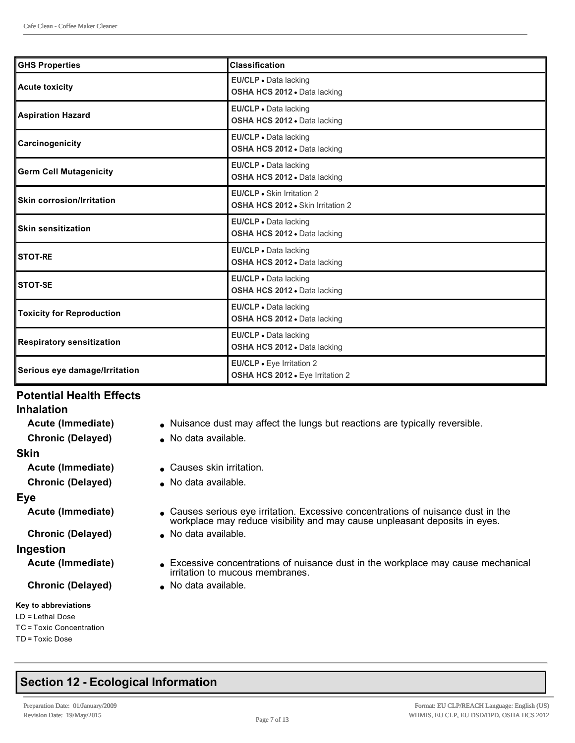| GHS Properties | Classification |
|---|---|
| Acute toxicity | **EU/CLP** • Data lacking<br>**OSHA HCS 2012** • Data lacking |
| Aspiration Hazard | **EU/CLP** • Data lacking<br>**OSHA HCS 2012** • Data lacking |
| Carcinogenicity | **EU/CLP** • Data lacking<br>**OSHA HCS 2012** • Data lacking |
| Germ Cell Mutagenicity | **EU/CLP** • Data lacking<br>**OSHA HCS 2012** • Data lacking |
| Skin corrosion/Irritation | **EU/CLP** • Skin Irritation 2<br>**OSHA HCS 2012** • Skin Irritation 2 |
| Skin sensitization | **EU/CLP** • Data lacking<br>**OSHA HCS 2012** • Data lacking |
| STOT-RE | **EU/CLP** • Data lacking<br>**OSHA HCS 2012** • Data lacking |
| STOT-SE | **EU/CLP** • Data lacking<br>**OSHA HCS 2012** • Data lacking |
| Toxicity for Reproduction | **EU/CLP** • Data lacking<br>**OSHA HCS 2012** • Data lacking |
| Respiratory sensitization | **EU/CLP** • Data lacking<br>**OSHA HCS 2012** • Data lacking |
| Serious eye damage/Irritation | **EU/CLP** • Eye Irritation 2<br>**OSHA HCS 2012** • Eye Irritation 2 |

## Potential Health Effects

### Inhalation

**Acute (Immediate)**
- Nuisance dust may affect the lungs but reactions are typically reversible.

**Chronic (Delayed)**
- No data available.

### Skin

**Acute (Immediate)**
- Causes skin irritation.

**Chronic (Delayed)**
- No data available.

### Eye

**Acute (Immediate)**
- Causes serious eye irritation. Excessive concentrations of nuisance dust in the workplace may reduce visibility and may cause unpleasant deposits in eyes.

**Chronic (Delayed)**
- No data available.

### Ingestion

**Acute (Immediate)**
- Excessive concentrations of nuisance dust in the workplace may cause mechanical irritation to mucous membranes.

**Chronic (Delayed)**
- No data available.

**Key to abbreviations**

LD = Lethal Dose
TC = Toxic Concentration
TD = Toxic Dose

## Section 12 - Ecological Information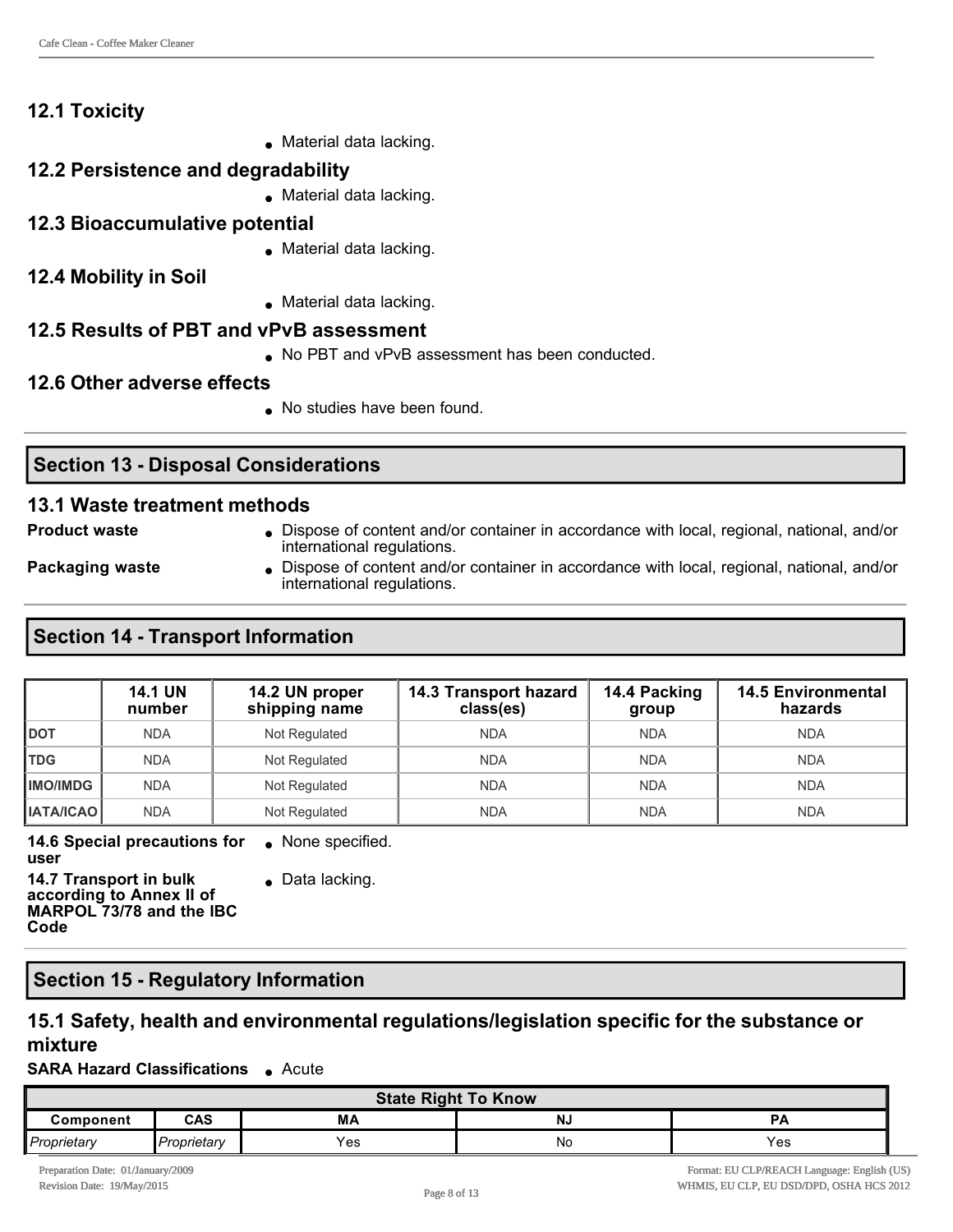### 12.1 Toxicity

- Material data lacking.

### 12.2 Persistence and degradability

- Material data lacking.

### 12.3 Bioaccumulative potential

- Material data lacking.

### 12.4 Mobility in Soil

- Material data lacking.

### 12.5 Results of PBT and vPvB assessment

- No PBT and vPvB assessment has been conducted.

### 12.6 Other adverse effects

- No studies have been found.

## Section 13 - Disposal Considerations

### 13.1 Waste treatment methods

**Product waste**
- Dispose of content and/or container in accordance with local, regional, national, and/or international regulations.

**Packaging waste**
- Dispose of content and/or container in accordance with local, regional, national, and/or international regulations.

## Section 14 - Transport Information

| | 14.1 UN number | 14.2 UN proper shipping name | 14.3 Transport hazard class(es) | 14.4 Packing group | 14.5 Environmental hazards |
|---|---|---|---|---|---|
| **DOT** | NDA | Not Regulated | NDA | NDA | NDA |
| **TDG** | NDA | Not Regulated | NDA | NDA | NDA |
| **IMO/IMDG** | NDA | Not Regulated | NDA | NDA | NDA |
| **IATA/ICAO** | NDA | Not Regulated | NDA | NDA | NDA |

**14.6 Special precautions for user**
- None specified.

**14.7 Transport in bulk according to Annex II of MARPOL 73/78 and the IBC Code**
- Data lacking.

## Section 15 - Regulatory Information

### 15.1 Safety, health and environmental regulations/legislation specific for the substance or mixture

**SARA Hazard Classifications**
- Acute

| State Right To Know | | | | |
|---|---|---|---|---|
| **Component** | **CAS** | **MA** | **NJ** | **PA** |
| *Proprietary* | *Proprietary* | Yes | No | Yes |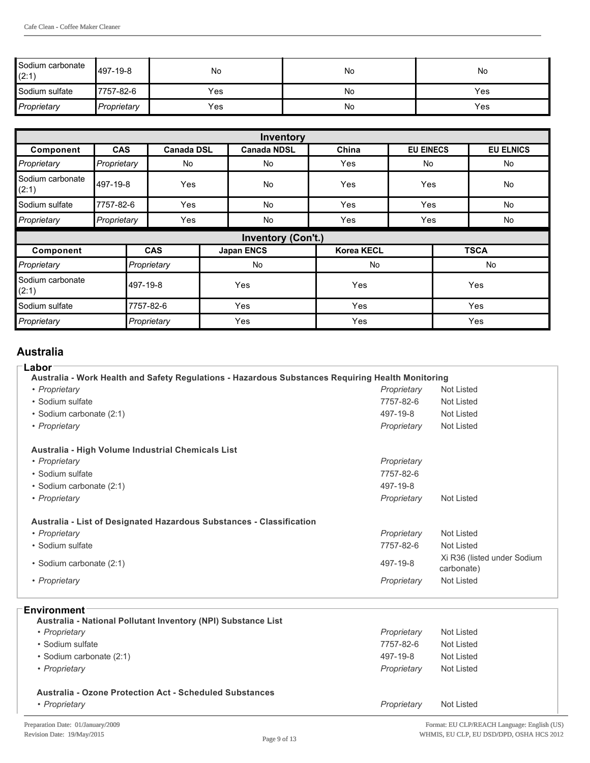| Sodium carbonate (2:1) | 497-19-8 | No | No | No |
|---|---|---|---|---|
| Sodium sulfate | 7757-82-6 | Yes | No | Yes |
| *Proprietary* | *Proprietary* | Yes | No | Yes |

| Inventory | | | | | | |
|---|---|---|---|---|---|---|
| **Component** | **CAS** | **Canada DSL** | **Canada NDSL** | **China** | **EU EINECS** | **EU ELNICS** |
| *Proprietary* | *Proprietary* | No | No | Yes | No | No |
| Sodium carbonate (2:1) | 497-19-8 | Yes | No | Yes | Yes | No |
| Sodium sulfate | 7757-82-6 | Yes | No | Yes | Yes | No |
| *Proprietary* | *Proprietary* | Yes | No | Yes | Yes | No |

| Inventory (Con't.) | | | | |
|---|---|---|---|---|
| **Component** | **CAS** | **Japan ENCS** | **Korea KECL** | **TSCA** |
| *Proprietary* | *Proprietary* | No | No | No |
| Sodium carbonate (2:1) | 497-19-8 | Yes | Yes | Yes |
| Sodium sulfate | 7757-82-6 | Yes | Yes | Yes |
| *Proprietary* | *Proprietary* | Yes | Yes | Yes |

## Australia

### Labor

**Australia - Work Health and Safety Regulations - Hazardous Substances Requiring Health Monitoring**

| | | |
|---|---|---|
| • *Proprietary* | *Proprietary* | Not Listed |
| • Sodium sulfate | 7757-82-6 | Not Listed |
| • Sodium carbonate (2:1) | 497-19-8 | Not Listed |
| • *Proprietary* | *Proprietary* | Not Listed |

**Australia - High Volume Industrial Chemicals List**

| | | |
|---|---|---|
| • *Proprietary* | *Proprietary* | |
| • Sodium sulfate | 7757-82-6 | |
| • Sodium carbonate (2:1) | 497-19-8 | |
| • *Proprietary* | *Proprietary* | Not Listed |

**Australia - List of Designated Hazardous Substances - Classification**

| | | |
|---|---|---|
| • *Proprietary* | *Proprietary* | Not Listed |
| • Sodium sulfate | 7757-82-6 | Not Listed |
| • Sodium carbonate (2:1) | 497-19-8 | Xi R36 (listed under Sodium carbonate) |
| • *Proprietary* | *Proprietary* | Not Listed |

### Environment

**Australia - National Pollutant Inventory (NPI) Substance List**

| | | |
|---|---|---|
| • *Proprietary* | *Proprietary* | Not Listed |
| • Sodium sulfate | 7757-82-6 | Not Listed |
| • Sodium carbonate (2:1) | 497-19-8 | Not Listed |
| • *Proprietary* | *Proprietary* | Not Listed |

**Australia - Ozone Protection Act - Scheduled Substances**

| | | |
|---|---|---|
| • *Proprietary* | *Proprietary* | Not Listed |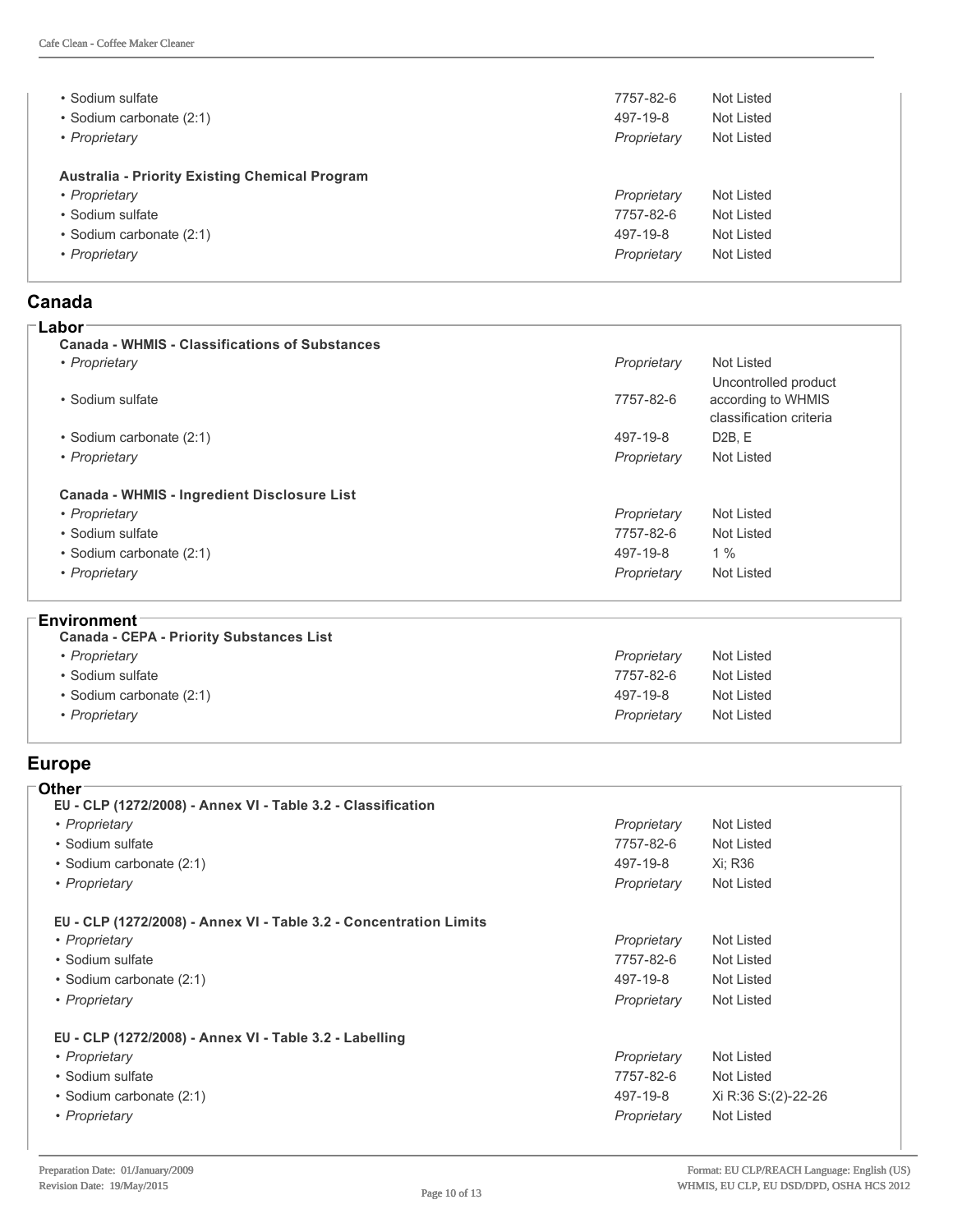| | | |
|---|---|---|
| • Sodium sulfate | 7757-82-6 | Not Listed |
| • Sodium carbonate (2:1) | 497-19-8 | Not Listed |
| • *Proprietary* | *Proprietary* | Not Listed |

**Australia - Priority Existing Chemical Program**

| | | |
|---|---|---|
| • *Proprietary* | *Proprietary* | Not Listed |
| • Sodium sulfate | 7757-82-6 | Not Listed |
| • Sodium carbonate (2:1) | 497-19-8 | Not Listed |
| • *Proprietary* | *Proprietary* | Not Listed |

## Canada

### Labor

**Canada - WHMIS - Classifications of Substances**

| | | |
|---|---|---|
| • *Proprietary* | *Proprietary* | Not Listed |
| • Sodium sulfate | 7757-82-6 | Uncontrolled product according to WHMIS classification criteria |
| • Sodium carbonate (2:1) | 497-19-8 | D2B, E |
| • *Proprietary* | *Proprietary* | Not Listed |

**Canada - WHMIS - Ingredient Disclosure List**

| | | |
|---|---|---|
| • *Proprietary* | *Proprietary* | Not Listed |
| • Sodium sulfate | 7757-82-6 | Not Listed |
| • Sodium carbonate (2:1) | 497-19-8 | 1 % |
| • *Proprietary* | *Proprietary* | Not Listed |

### Environment

**Canada - CEPA - Priority Substances List**

| | | |
|---|---|---|
| • *Proprietary* | *Proprietary* | Not Listed |
| • Sodium sulfate | 7757-82-6 | Not Listed |
| • Sodium carbonate (2:1) | 497-19-8 | Not Listed |
| • *Proprietary* | *Proprietary* | Not Listed |

## Europe

### Other

**EU - CLP (1272/2008) - Annex VI - Table 3.2 - Classification**

| | | |
|---|---|---|
| • *Proprietary* | *Proprietary* | Not Listed |
| • Sodium sulfate | 7757-82-6 | Not Listed |
| • Sodium carbonate (2:1) | 497-19-8 | Xi; R36 |
| • *Proprietary* | *Proprietary* | Not Listed |

**EU - CLP (1272/2008) - Annex VI - Table 3.2 - Concentration Limits**

| | | |
|---|---|---|
| • *Proprietary* | *Proprietary* | Not Listed |
| • Sodium sulfate | 7757-82-6 | Not Listed |
| • Sodium carbonate (2:1) | 497-19-8 | Not Listed |
| • *Proprietary* | *Proprietary* | Not Listed |

**EU - CLP (1272/2008) - Annex VI - Table 3.2 - Labelling**

| | | |
|---|---|---|
| • *Proprietary* | *Proprietary* | Not Listed |
| • Sodium sulfate | 7757-82-6 | Not Listed |
| • Sodium carbonate (2:1) | 497-19-8 | Xi R:36 S:(2)-22-26 |
| • *Proprietary* | *Proprietary* | Not Listed |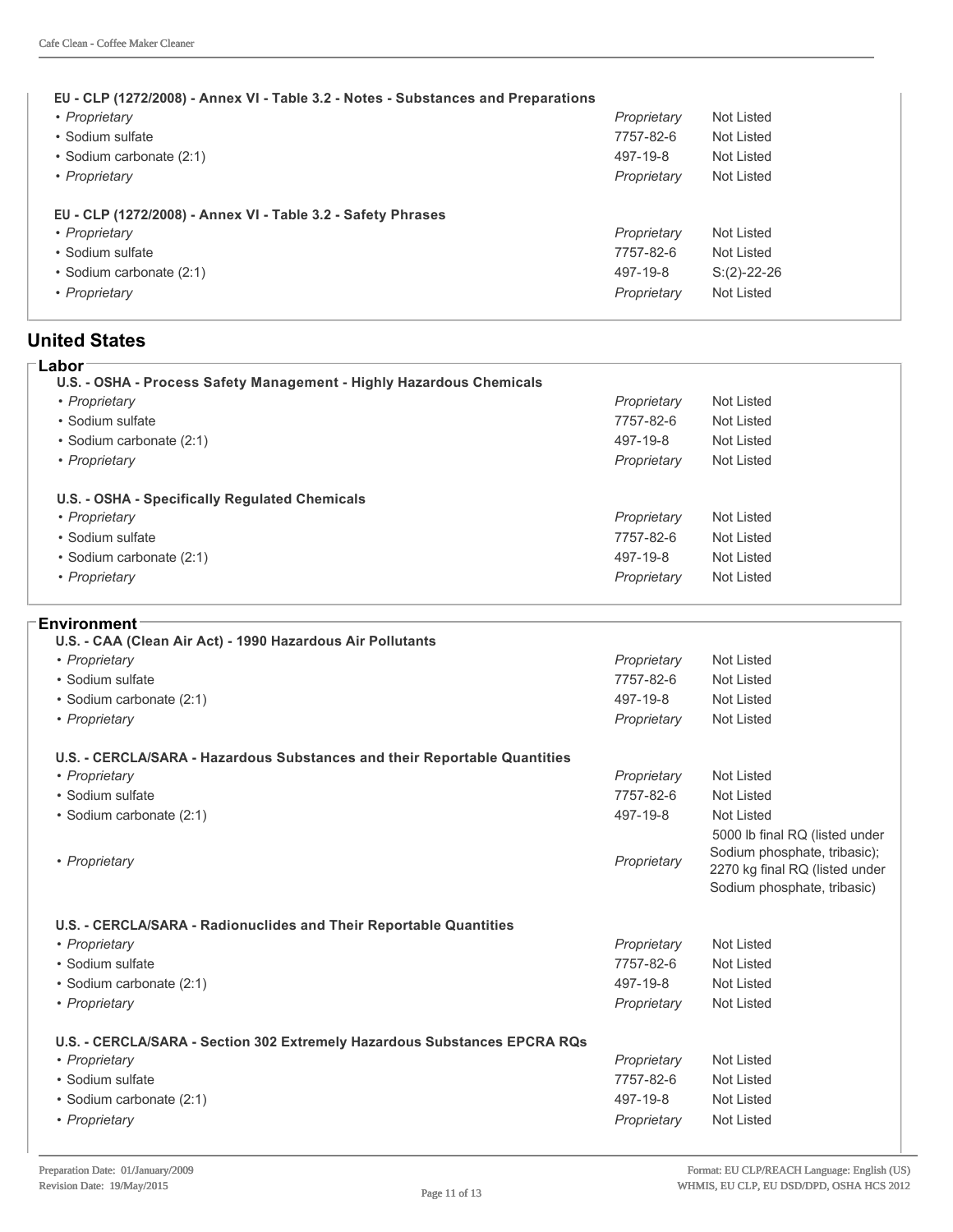**EU - CLP (1272/2008) - Annex VI - Table 3.2 - Notes - Substances and Preparations**

| | | |
|---|---|---|
| • *Proprietary* | *Proprietary* | Not Listed |
| • Sodium sulfate | 7757-82-6 | Not Listed |
| • Sodium carbonate (2:1) | 497-19-8 | Not Listed |
| • *Proprietary* | *Proprietary* | Not Listed |

**EU - CLP (1272/2008) - Annex VI - Table 3.2 - Safety Phrases**

| | | |
|---|---|---|
| • *Proprietary* | *Proprietary* | Not Listed |
| • Sodium sulfate | 7757-82-6 | Not Listed |
| • Sodium carbonate (2:1) | 497-19-8 | S:(2)-22-26 |
| • *Proprietary* | *Proprietary* | Not Listed |

## United States

### Labor

**U.S. - OSHA - Process Safety Management - Highly Hazardous Chemicals**

| | | |
|---|---|---|
| • *Proprietary* | *Proprietary* | Not Listed |
| • Sodium sulfate | 7757-82-6 | Not Listed |
| • Sodium carbonate (2:1) | 497-19-8 | Not Listed |
| • *Proprietary* | *Proprietary* | Not Listed |

**U.S. - OSHA - Specifically Regulated Chemicals**

| | | |
|---|---|---|
| • *Proprietary* | *Proprietary* | Not Listed |
| • Sodium sulfate | 7757-82-6 | Not Listed |
| • Sodium carbonate (2:1) | 497-19-8 | Not Listed |
| • *Proprietary* | *Proprietary* | Not Listed |

### Environment

**U.S. - CAA (Clean Air Act) - 1990 Hazardous Air Pollutants**

| | | |
|---|---|---|
| • *Proprietary* | *Proprietary* | Not Listed |
| • Sodium sulfate | 7757-82-6 | Not Listed |
| • Sodium carbonate (2:1) | 497-19-8 | Not Listed |
| • *Proprietary* | *Proprietary* | Not Listed |

**U.S. - CERCLA/SARA - Hazardous Substances and their Reportable Quantities**

| | | |
|---|---|---|
| • *Proprietary* | *Proprietary* | Not Listed |
| • Sodium sulfate | 7757-82-6 | Not Listed |
| • Sodium carbonate (2:1) | 497-19-8 | Not Listed |
| • *Proprietary* | *Proprietary* | 5000 lb final RQ (listed under Sodium phosphate, tribasic); 2270 kg final RQ (listed under Sodium phosphate, tribasic) |

**U.S. - CERCLA/SARA - Radionuclides and Their Reportable Quantities**

| | | |
|---|---|---|
| • *Proprietary* | *Proprietary* | Not Listed |
| • Sodium sulfate | 7757-82-6 | Not Listed |
| • Sodium carbonate (2:1) | 497-19-8 | Not Listed |
| • *Proprietary* | *Proprietary* | Not Listed |

**U.S. - CERCLA/SARA - Section 302 Extremely Hazardous Substances EPCRA RQs**

| | | |
|---|---|---|
| • *Proprietary* | *Proprietary* | Not Listed |
| • Sodium sulfate | 7757-82-6 | Not Listed |
| • Sodium carbonate (2:1) | 497-19-8 | Not Listed |
| • *Proprietary* | *Proprietary* | Not Listed |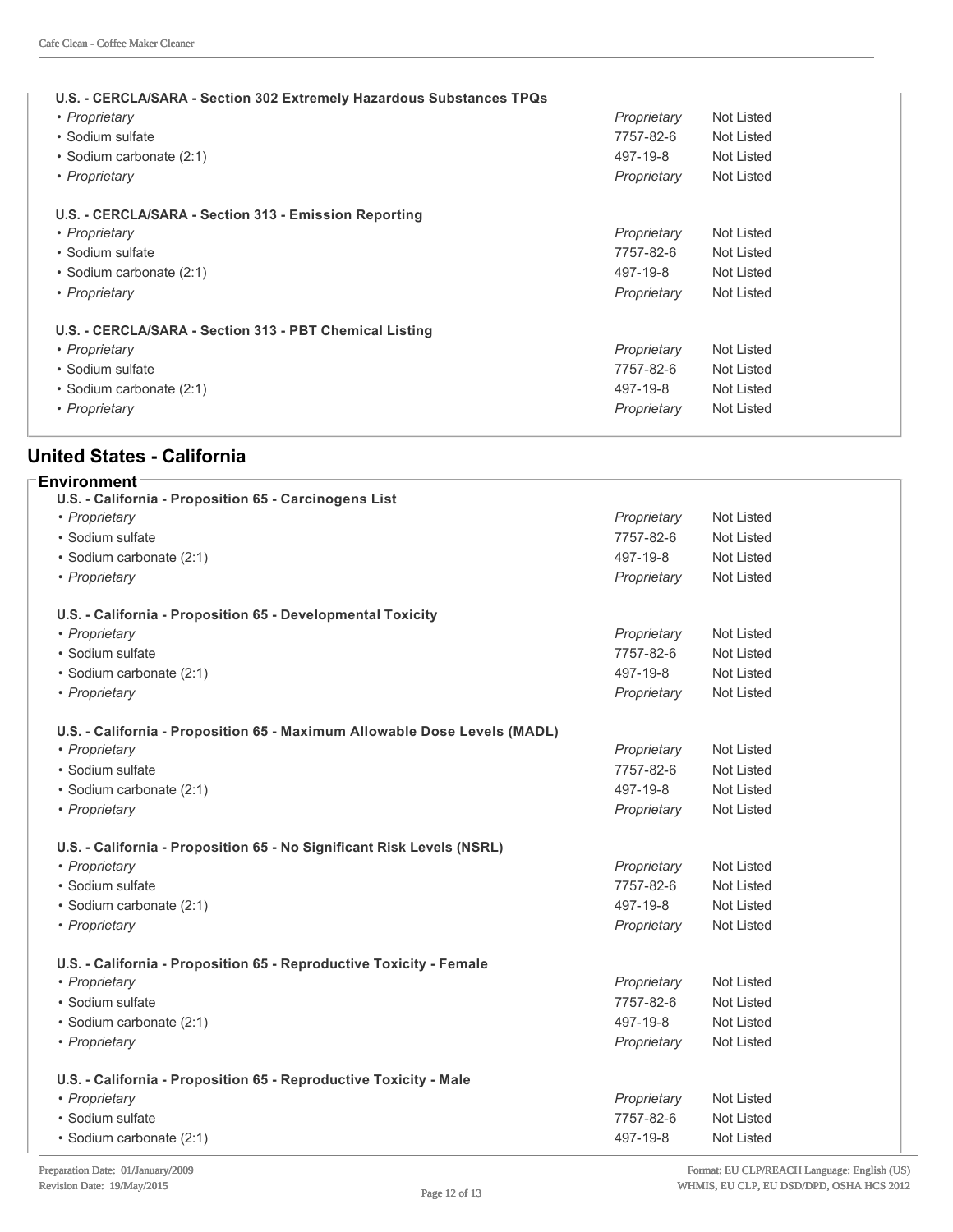**U.S. - CERCLA/SARA - Section 302 Extremely Hazardous Substances TPQs**

| | | |
|---|---|---|
| • *Proprietary* | *Proprietary* | Not Listed |
| • Sodium sulfate | 7757-82-6 | Not Listed |
| • Sodium carbonate (2:1) | 497-19-8 | Not Listed |
| • *Proprietary* | *Proprietary* | Not Listed |

**U.S. - CERCLA/SARA - Section 313 - Emission Reporting**

| | | |
|---|---|---|
| • *Proprietary* | *Proprietary* | Not Listed |
| • Sodium sulfate | 7757-82-6 | Not Listed |
| • Sodium carbonate (2:1) | 497-19-8 | Not Listed |
| • *Proprietary* | *Proprietary* | Not Listed |

**U.S. - CERCLA/SARA - Section 313 - PBT Chemical Listing**

| | | |
|---|---|---|
| • *Proprietary* | *Proprietary* | Not Listed |
| • Sodium sulfate | 7757-82-6 | Not Listed |
| • Sodium carbonate (2:1) | 497-19-8 | Not Listed |
| • *Proprietary* | *Proprietary* | Not Listed |

## United States - California

### Environment

**U.S. - California - Proposition 65 - Carcinogens List**

| | | |
|---|---|---|
| • *Proprietary* | *Proprietary* | Not Listed |
| • Sodium sulfate | 7757-82-6 | Not Listed |
| • Sodium carbonate (2:1) | 497-19-8 | Not Listed |
| • *Proprietary* | *Proprietary* | Not Listed |

**U.S. - California - Proposition 65 - Developmental Toxicity**

| | | |
|---|---|---|
| • *Proprietary* | *Proprietary* | Not Listed |
| • Sodium sulfate | 7757-82-6 | Not Listed |
| • Sodium carbonate (2:1) | 497-19-8 | Not Listed |
| • *Proprietary* | *Proprietary* | Not Listed |

**U.S. - California - Proposition 65 - Maximum Allowable Dose Levels (MADL)**

| | | |
|---|---|---|
| • *Proprietary* | *Proprietary* | Not Listed |
| • Sodium sulfate | 7757-82-6 | Not Listed |
| • Sodium carbonate (2:1) | 497-19-8 | Not Listed |
| • *Proprietary* | *Proprietary* | Not Listed |

**U.S. - California - Proposition 65 - No Significant Risk Levels (NSRL)**

| | | |
|---|---|---|
| • *Proprietary* | *Proprietary* | Not Listed |
| • Sodium sulfate | 7757-82-6 | Not Listed |
| • Sodium carbonate (2:1) | 497-19-8 | Not Listed |
| • *Proprietary* | *Proprietary* | Not Listed |

**U.S. - California - Proposition 65 - Reproductive Toxicity - Female**

| | | |
|---|---|---|
| • *Proprietary* | *Proprietary* | Not Listed |
| • Sodium sulfate | 7757-82-6 | Not Listed |
| • Sodium carbonate (2:1) | 497-19-8 | Not Listed |
| • *Proprietary* | *Proprietary* | Not Listed |

**U.S. - California - Proposition 65 - Reproductive Toxicity - Male**

| | | |
|---|---|---|
| • *Proprietary* | *Proprietary* | Not Listed |
| • Sodium sulfate | 7757-82-6 | Not Listed |
| • Sodium carbonate (2:1) | 497-19-8 | Not Listed |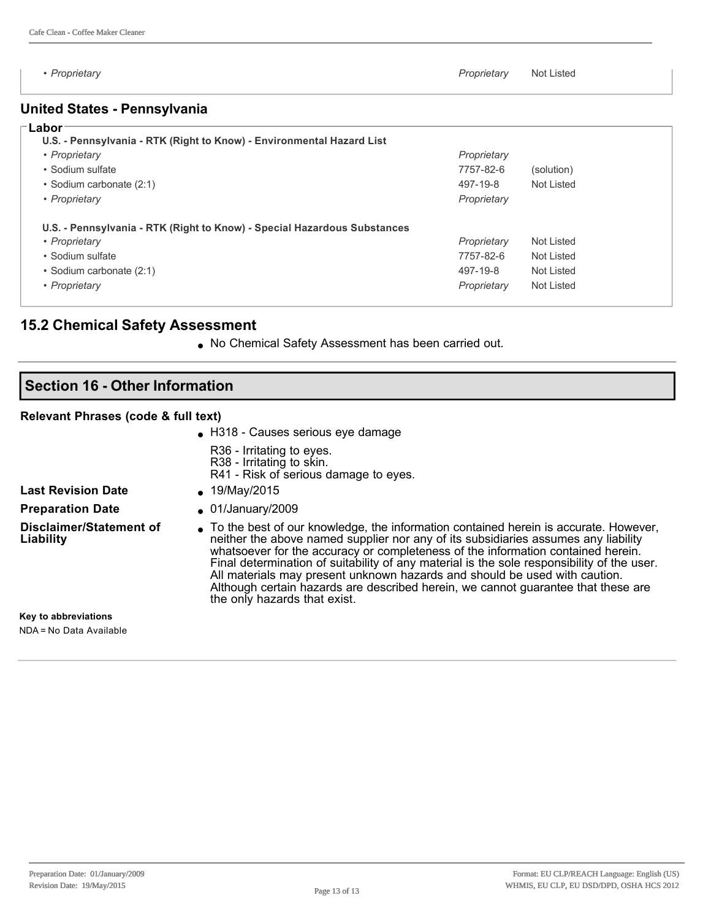| | | |
|---|---|---|
| • *Proprietary* | *Proprietary* | Not Listed |

## United States - Pennsylvania

**Labor**

**U.S. - Pennsylvania - RTK (Right to Know) - Environmental Hazard List**

| | | |
|---|---|---|
| • *Proprietary* | *Proprietary* | |
| • Sodium sulfate | 7757-82-6 | (solution) |
| • Sodium carbonate (2:1) | 497-19-8 | Not Listed |
| • *Proprietary* | *Proprietary* | |

**U.S. - Pennsylvania - RTK (Right to Know) - Special Hazardous Substances**

| | | |
|---|---|---|
| • *Proprietary* | *Proprietary* | Not Listed |
| • Sodium sulfate | 7757-82-6 | Not Listed |
| • Sodium carbonate (2:1) | 497-19-8 | Not Listed |
| • *Proprietary* | *Proprietary* | Not Listed |

## 15.2 Chemical Safety Assessment

- No Chemical Safety Assessment has been carried out.

## Section 16 - Other Information

**Relevant Phrases (code & full text)**

- H318 - Causes serious eye damage

  R36 - Irritating to eyes.
  R38 - Irritating to skin.
  R41 - Risk of serious damage to eyes.

**Last Revision Date**

- 19/May/2015

**Preparation Date**

- 01/January/2009

**Disclaimer/Statement of Liability**

- To the best of our knowledge, the information contained herein is accurate. However, neither the above named supplier nor any of its subsidiaries assumes any liability whatsoever for the accuracy or completeness of the information contained herein. Final determination of suitability of any material is the sole responsibility of the user. All materials may present unknown hazards and should be used with caution. Although certain hazards are described herein, we cannot guarantee that these are the only hazards that exist.

**Key to abbreviations**

NDA = No Data Available